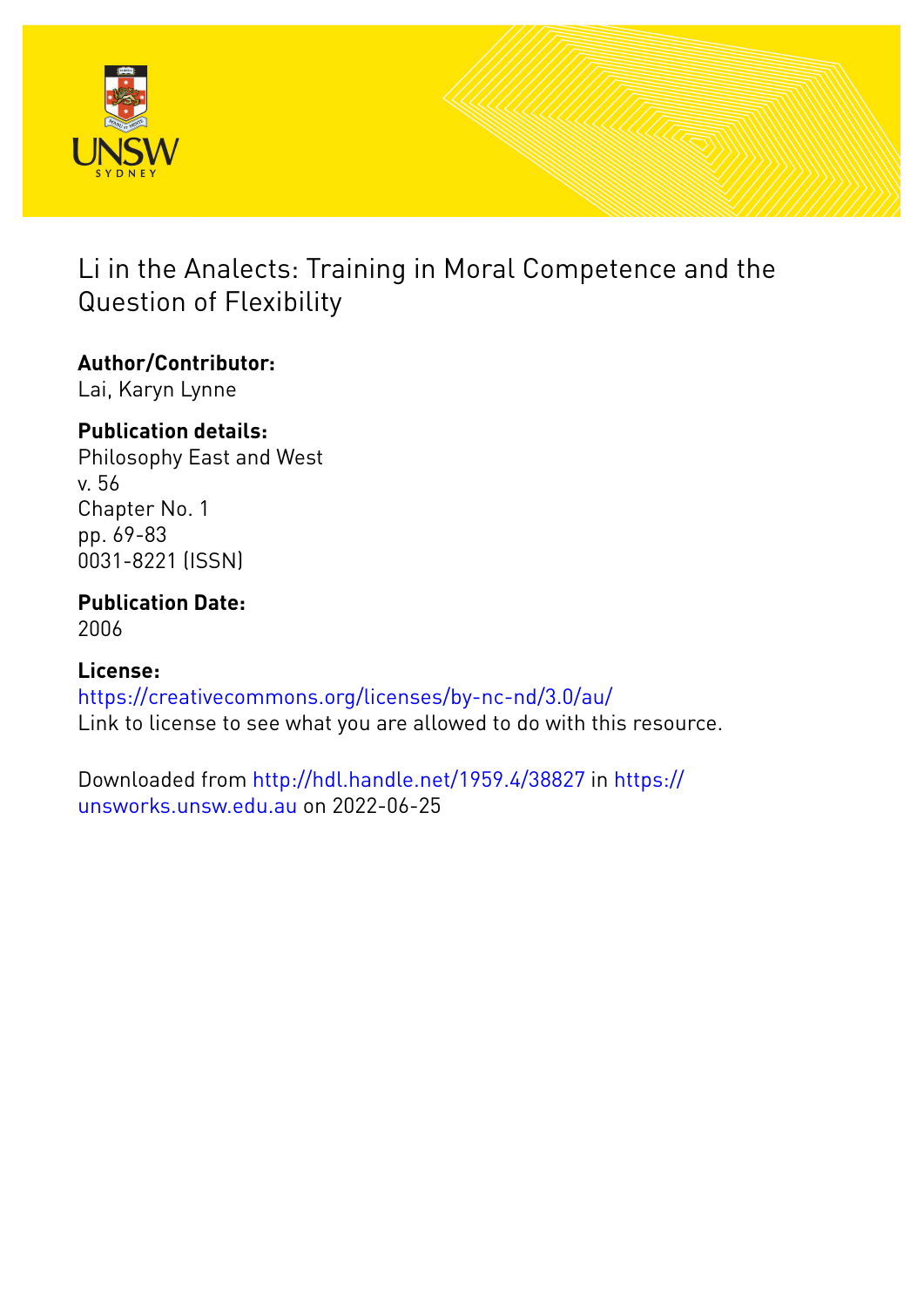# Li in the Analects: Training in Moral Competence and the Question of Flexibility

**Author/Contributor:**
Lai, Karyn Lynne

**Publication details:**
Philosophy East and West
v. 56
Chapter No. 1
pp. 69-83
0031-8221 (ISSN)

**Publication Date:**
2006

**License:**
https://creativecommons.org/licenses/by-nc-nd/3.0/au/
Link to license to see what you are allowed to do with this resource.

Downloaded from http://hdl.handle.net/1959.4/38827 in https://unsworks.unsw.edu.au on 2022-06-25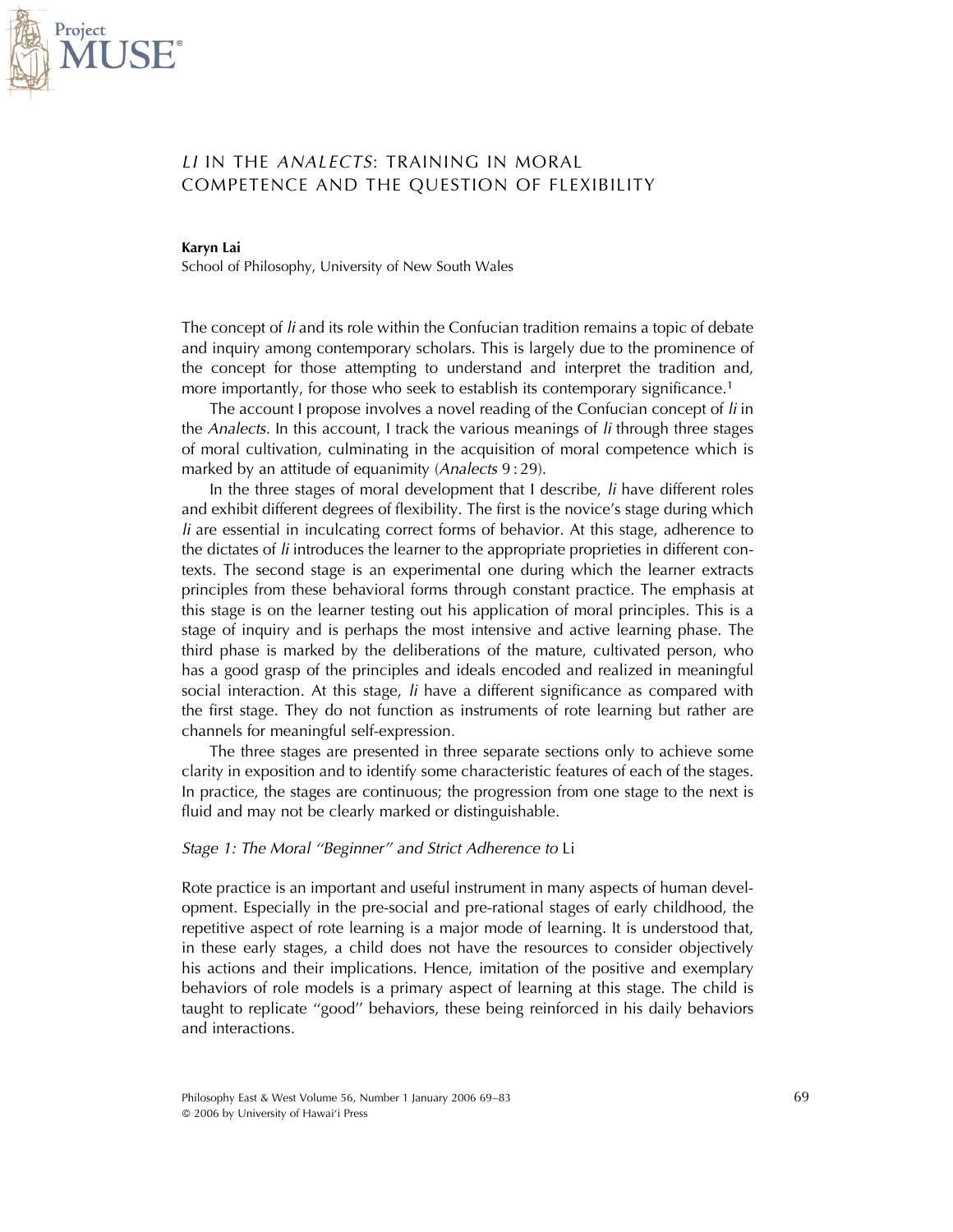# *LI* IN THE *ANALECTS*: TRAINING IN MORAL COMPETENCE AND THE QUESTION OF FLEXIBILITY

**Karyn Lai**
School of Philosophy, University of New South Wales

The concept of *li* and its role within the Confucian tradition remains a topic of debate and inquiry among contemporary scholars. This is largely due to the prominence of the concept for those attempting to understand and interpret the tradition and, more importantly, for those who seek to establish its contemporary significance.[1]

The account I propose involves a novel reading of the Confucian concept of *li* in the *Analects.* In this account, I track the various meanings of *li* through three stages of moral cultivation, culminating in the acquisition of moral competence which is marked by an attitude of equanimity (*Analects* 9 : 29).

In the three stages of moral development that I describe, *li* have different roles and exhibit different degrees of flexibility. The first is the novice's stage during which *li* are essential in inculcating correct forms of behavior. At this stage, adherence to the dictates of *li* introduces the learner to the appropriate proprieties in different contexts. The second stage is an experimental one during which the learner extracts principles from these behavioral forms through constant practice. The emphasis at this stage is on the learner testing out his application of moral principles. This is a stage of inquiry and is perhaps the most intensive and active learning phase. The third phase is marked by the deliberations of the mature, cultivated person, who has a good grasp of the principles and ideals encoded and realized in meaningful social interaction. At this stage, *li* have a different significance as compared with the first stage. They do not function as instruments of rote learning but rather are channels for meaningful self-expression.

The three stages are presented in three separate sections only to achieve some clarity in exposition and to identify some characteristic features of each of the stages. In practice, the stages are continuous; the progression from one stage to the next is fluid and may not be clearly marked or distinguishable.

### *Stage 1: The Moral "Beginner" and Strict Adherence to* Li

Rote practice is an important and useful instrument in many aspects of human development. Especially in the pre-social and pre-rational stages of early childhood, the repetitive aspect of rote learning is a major mode of learning. It is understood that, in these early stages, a child does not have the resources to consider objectively his actions and their implications. Hence, imitation of the positive and exemplary behaviors of role models is a primary aspect of learning at this stage. The child is taught to replicate "good" behaviors, these being reinforced in his daily behaviors and interactions.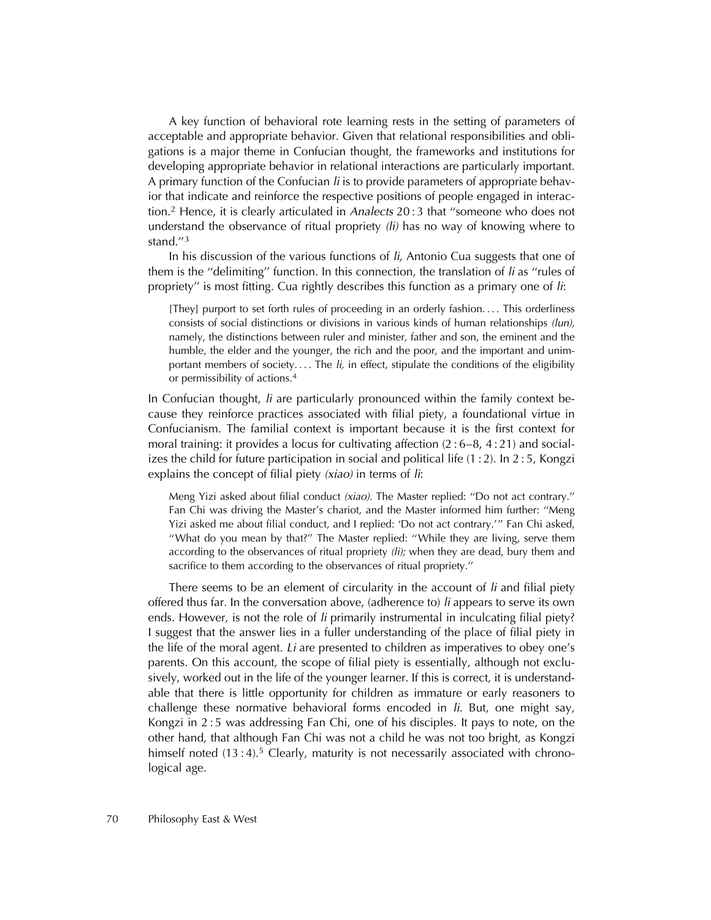A key function of behavioral rote learning rests in the setting of parameters of acceptable and appropriate behavior. Given that relational responsibilities and obligations is a major theme in Confucian thought, the frameworks and institutions for developing appropriate behavior in relational interactions are particularly important. A primary function of the Confucian *li* is to provide parameters of appropriate behavior that indicate and reinforce the respective positions of people engaged in interaction.[2] Hence, it is clearly articulated in *Analects* 20 : 3 that "someone who does not understand the observance of ritual propriety *(li)* has no way of knowing where to stand."[3]

In his discussion of the various functions of *li,* Antonio Cua suggests that one of them is the "delimiting" function. In this connection, the translation of *li* as "rules of propriety" is most fitting. Cua rightly describes this function as a primary one of *li*:

> [They] purport to set forth rules of proceeding in an orderly fashion. . . . This orderliness consists of social distinctions or divisions in various kinds of human relationships *(lun),* namely, the distinctions between ruler and minister, father and son, the eminent and the humble, the elder and the younger, the rich and the poor, and the important and unimportant members of society. . . . The *li,* in effect, stipulate the conditions of the eligibility or permissibility of actions.[4]

In Confucian thought, *li* are particularly pronounced within the family context because they reinforce practices associated with filial piety, a foundational virtue in Confucianism. The familial context is important because it is the first context for moral training: it provides a locus for cultivating affection (2 : 6–8, 4 : 21) and socializes the child for future participation in social and political life (1 : 2). In 2 : 5, Kongzi explains the concept of filial piety *(xiao)* in terms of *li*:

> Meng Yizi asked about filial conduct *(xiao).* The Master replied: "Do not act contrary." Fan Chi was driving the Master's chariot, and the Master informed him further: "Meng Yizi asked me about filial conduct, and I replied: 'Do not act contrary.'" Fan Chi asked, "What do you mean by that?" The Master replied: "While they are living, serve them according to the observances of ritual propriety *(li);* when they are dead, bury them and sacrifice to them according to the observances of ritual propriety."

There seems to be an element of circularity in the account of *li* and filial piety offered thus far. In the conversation above, (adherence to) *li* appears to serve its own ends. However, is not the role of *li* primarily instrumental in inculcating filial piety? I suggest that the answer lies in a fuller understanding of the place of filial piety in the life of the moral agent. *Li* are presented to children as imperatives to obey one's parents. On this account, the scope of filial piety is essentially, although not exclusively, worked out in the life of the younger learner. If this is correct, it is understandable that there is little opportunity for children as immature or early reasoners to challenge these normative behavioral forms encoded in *li.* But, one might say, Kongzi in 2 : 5 was addressing Fan Chi, one of his disciples. It pays to note, on the other hand, that although Fan Chi was not a child he was not too bright, as Kongzi himself noted (13 : 4).[5] Clearly, maturity is not necessarily associated with chronological age.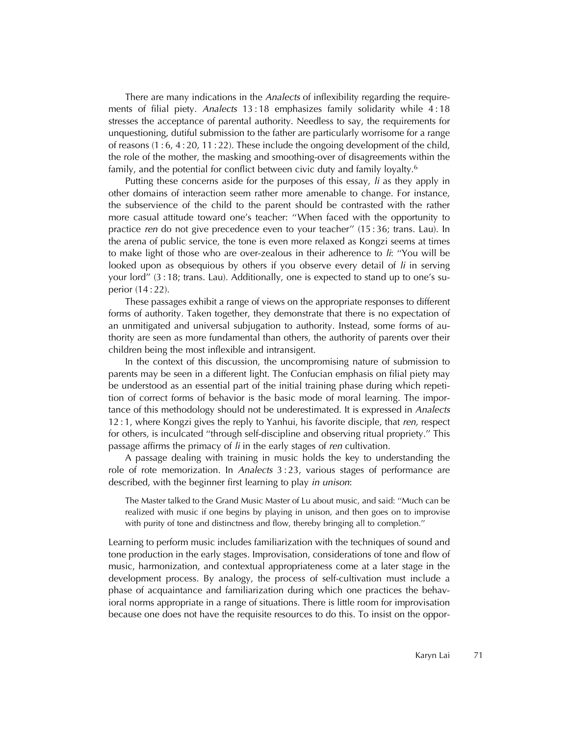There are many indications in the *Analects* of inflexibility regarding the requirements of filial piety. *Analects* 13 : 18 emphasizes family solidarity while 4 : 18 stresses the acceptance of parental authority. Needless to say, the requirements for unquestioning, dutiful submission to the father are particularly worrisome for a range of reasons (1 : 6, 4 : 20, 11 : 22). These include the ongoing development of the child, the role of the mother, the masking and smoothing-over of disagreements within the family, and the potential for conflict between civic duty and family loyalty.[6]

Putting these concerns aside for the purposes of this essay, *li* as they apply in other domains of interaction seem rather more amenable to change. For instance, the subservience of the child to the parent should be contrasted with the rather more casual attitude toward one's teacher: "When faced with the opportunity to practice *ren* do not give precedence even to your teacher" (15 : 36; trans. Lau). In the arena of public service, the tone is even more relaxed as Kongzi seems at times to make light of those who are over-zealous in their adherence to *li*: "You will be looked upon as obsequious by others if you observe every detail of *li* in serving your lord" (3 : 18; trans. Lau). Additionally, one is expected to stand up to one's superior (14 : 22).

These passages exhibit a range of views on the appropriate responses to different forms of authority. Taken together, they demonstrate that there is no expectation of an unmitigated and universal subjugation to authority. Instead, some forms of authority are seen as more fundamental than others, the authority of parents over their children being the most inflexible and intransigent.

In the context of this discussion, the uncompromising nature of submission to parents may be seen in a different light. The Confucian emphasis on filial piety may be understood as an essential part of the initial training phase during which repetition of correct forms of behavior is the basic mode of moral learning. The importance of this methodology should not be underestimated. It is expressed in *Analects* 12 : 1, where Kongzi gives the reply to Yanhui, his favorite disciple, that *ren,* respect for others, is inculcated "through self-discipline and observing ritual propriety." This passage affirms the primacy of *li* in the early stages of *ren* cultivation.

A passage dealing with training in music holds the key to understanding the role of rote memorization. In *Analects* 3 : 23, various stages of performance are described, with the beginner first learning to play *in unison*:

> The Master talked to the Grand Music Master of Lu about music, and said: "Much can be realized with music if one begins by playing in unison, and then goes on to improvise with purity of tone and distinctness and flow, thereby bringing all to completion."

Learning to perform music includes familiarization with the techniques of sound and tone production in the early stages. Improvisation, considerations of tone and flow of music, harmonization, and contextual appropriateness come at a later stage in the development process. By analogy, the process of self-cultivation must include a phase of acquaintance and familiarization during which one practices the behavioral norms appropriate in a range of situations. There is little room for improvisation because one does not have the requisite resources to do this. To insist on the oppor-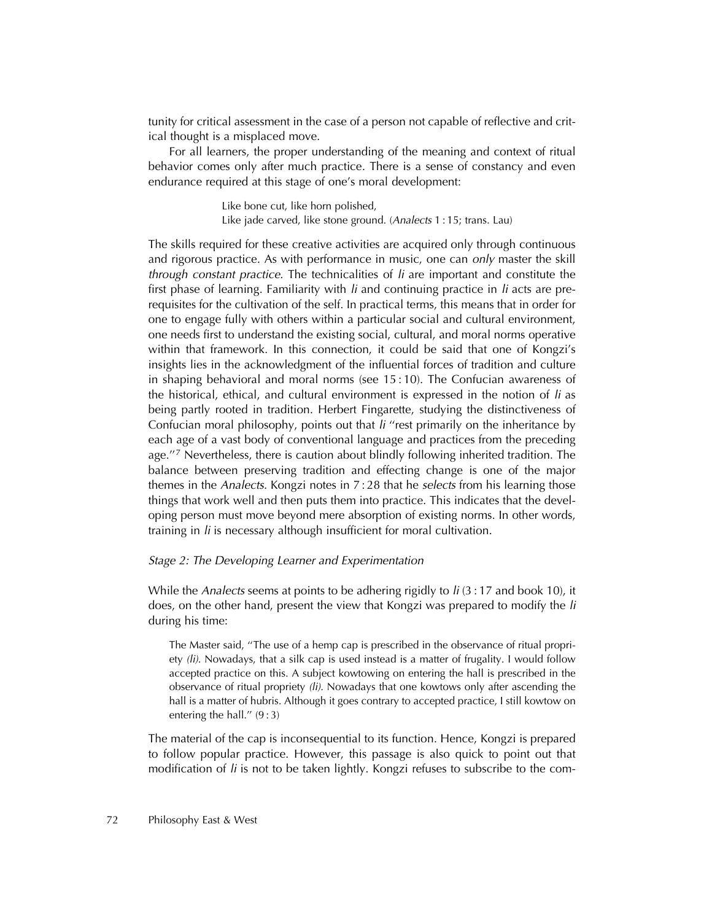tunity for critical assessment in the case of a person not capable of reflective and critical thought is a misplaced move.

For all learners, the proper understanding of the meaning and context of ritual behavior comes only after much practice. There is a sense of constancy and even endurance required at this stage of one's moral development:

> Like bone cut, like horn polished,
> Like jade carved, like stone ground. (*Analects* 1 : 15; trans. Lau)

The skills required for these creative activities are acquired only through continuous and rigorous practice. As with performance in music, one can *only* master the skill *through constant practice*. The technicalities of *li* are important and constitute the first phase of learning. Familiarity with *li* and continuing practice in *li* acts are prerequisites for the cultivation of the self. In practical terms, this means that in order for one to engage fully with others within a particular social and cultural environment, one needs first to understand the existing social, cultural, and moral norms operative within that framework. In this connection, it could be said that one of Kongzi's insights lies in the acknowledgment of the influential forces of tradition and culture in shaping behavioral and moral norms (see 15 : 10). The Confucian awareness of the historical, ethical, and cultural environment is expressed in the notion of *li* as being partly rooted in tradition. Herbert Fingarette, studying the distinctiveness of Confucian moral philosophy, points out that *li* "rest primarily on the inheritance by each age of a vast body of conventional language and practices from the preceding age."[7] Nevertheless, there is caution about blindly following inherited tradition. The balance between preserving tradition and effecting change is one of the major themes in the *Analects*. Kongzi notes in 7 : 28 that he *selects* from his learning those things that work well and then puts them into practice. This indicates that the developing person must move beyond mere absorption of existing norms. In other words, training in *li* is necessary although insufficient for moral cultivation.

### *Stage 2: The Developing Learner and Experimentation*

While the *Analects* seems at points to be adhering rigidly to *li* (3 : 17 and book 10), it does, on the other hand, present the view that Kongzi was prepared to modify the *li* during his time:

> The Master said, "The use of a hemp cap is prescribed in the observance of ritual propriety *(li)*. Nowadays, that a silk cap is used instead is a matter of frugality. I would follow accepted practice on this. A subject kowtowing on entering the hall is prescribed in the observance of ritual propriety *(li)*. Nowadays that one kowtows only after ascending the hall is a matter of hubris. Although it goes contrary to accepted practice, I still kowtow on entering the hall." (9 : 3)

The material of the cap is inconsequential to its function. Hence, Kongzi is prepared to follow popular practice. However, this passage is also quick to point out that modification of *li* is not to be taken lightly. Kongzi refuses to subscribe to the com-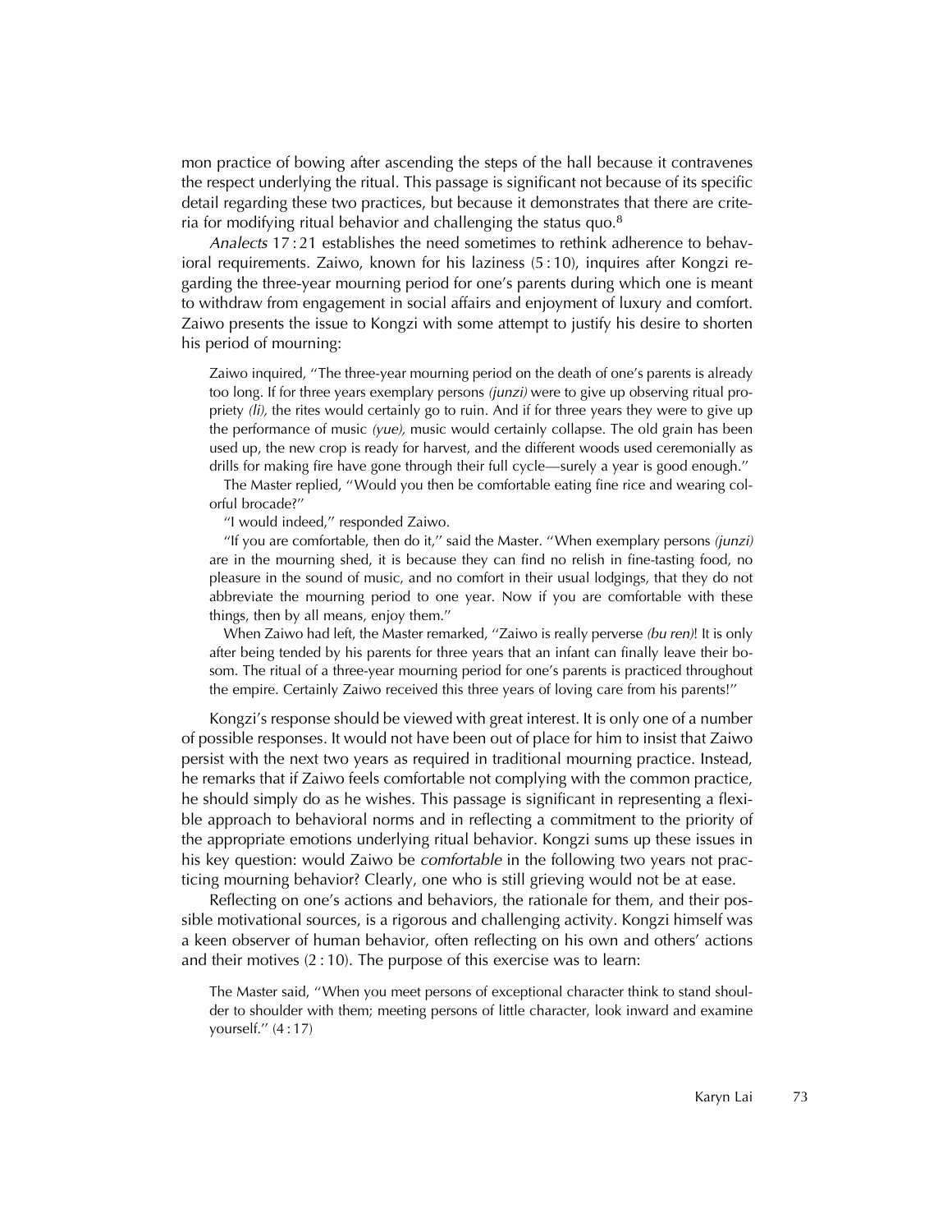mon practice of bowing after ascending the steps of the hall because it contravenes the respect underlying the ritual. This passage is significant not because of its specific detail regarding these two practices, but because it demonstrates that there are criteria for modifying ritual behavior and challenging the status quo.[8]

*Analects* 17 : 21 establishes the need sometimes to rethink adherence to behavioral requirements. Zaiwo, known for his laziness (5 : 10), inquires after Kongzi regarding the three-year mourning period for one's parents during which one is meant to withdraw from engagement in social affairs and enjoyment of luxury and comfort. Zaiwo presents the issue to Kongzi with some attempt to justify his desire to shorten his period of mourning:

> Zaiwo inquired, "The three-year mourning period on the death of one's parents is already too long. If for three years exemplary persons *(junzi)* were to give up observing ritual propriety *(li),* the rites would certainly go to ruin. And if for three years they were to give up the performance of music *(yue),* music would certainly collapse. The old grain has been used up, the new crop is ready for harvest, and the different woods used ceremonially as drills for making fire have gone through their full cycle—surely a year is good enough."
>
> The Master replied, "Would you then be comfortable eating fine rice and wearing colorful brocade?"
>
> "I would indeed," responded Zaiwo.
>
> "If you are comfortable, then do it," said the Master. "When exemplary persons *(junzi)* are in the mourning shed, it is because they can find no relish in fine-tasting food, no pleasure in the sound of music, and no comfort in their usual lodgings, that they do not abbreviate the mourning period to one year. Now if you are comfortable with these things, then by all means, enjoy them."
>
> When Zaiwo had left, the Master remarked, "Zaiwo is really perverse *(bu ren)*! It is only after being tended by his parents for three years that an infant can finally leave their bosom. The ritual of a three-year mourning period for one's parents is practiced throughout the empire. Certainly Zaiwo received this three years of loving care from his parents!"

Kongzi's response should be viewed with great interest. It is only one of a number of possible responses. It would not have been out of place for him to insist that Zaiwo persist with the next two years as required in traditional mourning practice. Instead, he remarks that if Zaiwo feels comfortable not complying with the common practice, he should simply do as he wishes. This passage is significant in representing a flexible approach to behavioral norms and in reflecting a commitment to the priority of the appropriate emotions underlying ritual behavior. Kongzi sums up these issues in his key question: would Zaiwo be *comfortable* in the following two years not practicing mourning behavior? Clearly, one who is still grieving would not be at ease.

Reflecting on one's actions and behaviors, the rationale for them, and their possible motivational sources, is a rigorous and challenging activity. Kongzi himself was a keen observer of human behavior, often reflecting on his own and others' actions and their motives (2 : 10). The purpose of this exercise was to learn:

> The Master said, "When you meet persons of exceptional character think to stand shoulder to shoulder with them; meeting persons of little character, look inward and examine yourself." (4 : 17)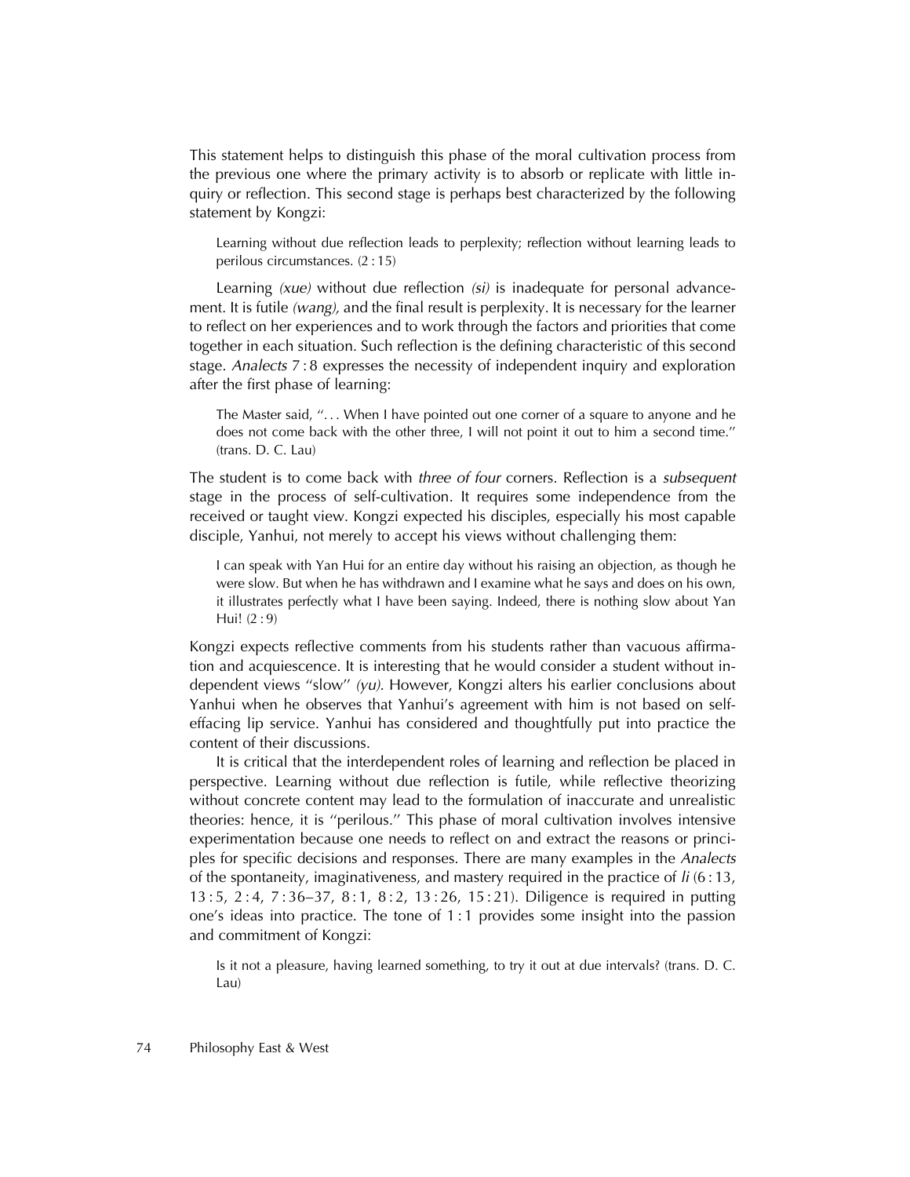This statement helps to distinguish this phase of the moral cultivation process from the previous one where the primary activity is to absorb or replicate with little inquiry or reflection. This second stage is perhaps best characterized by the following statement by Kongzi:

> Learning without due reflection leads to perplexity; reflection without learning leads to perilous circumstances. (2 : 15)

Learning *(xue)* without due reflection *(si)* is inadequate for personal advancement. It is futile *(wang)*, and the final result is perplexity. It is necessary for the learner to reflect on her experiences and to work through the factors and priorities that come together in each situation. Such reflection is the defining characteristic of this second stage. *Analects* 7 : 8 expresses the necessity of independent inquiry and exploration after the first phase of learning:

> The Master said, ". . . When I have pointed out one corner of a square to anyone and he does not come back with the other three, I will not point it out to him a second time." (trans. D. C. Lau)

The student is to come back with *three of four* corners. Reflection is a *subsequent* stage in the process of self-cultivation. It requires some independence from the received or taught view. Kongzi expected his disciples, especially his most capable disciple, Yanhui, not merely to accept his views without challenging them:

> I can speak with Yan Hui for an entire day without his raising an objection, as though he were slow. But when he has withdrawn and I examine what he says and does on his own, it illustrates perfectly what I have been saying. Indeed, there is nothing slow about Yan Hui! (2 : 9)

Kongzi expects reflective comments from his students rather than vacuous affirmation and acquiescence. It is interesting that he would consider a student without independent views "slow" *(yu)*. However, Kongzi alters his earlier conclusions about Yanhui when he observes that Yanhui's agreement with him is not based on self-effacing lip service. Yanhui has considered and thoughtfully put into practice the content of their discussions.

It is critical that the interdependent roles of learning and reflection be placed in perspective. Learning without due reflection is futile, while reflective theorizing without concrete content may lead to the formulation of inaccurate and unrealistic theories: hence, it is "perilous." This phase of moral cultivation involves intensive experimentation because one needs to reflect on and extract the reasons or principles for specific decisions and responses. There are many examples in the *Analects* of the spontaneity, imaginativeness, and mastery required in the practice of *li* (6 : 13, 13 : 5, 2 : 4, 7 : 36–37, 8 : 1, 8 : 2, 13 : 26, 15 : 21). Diligence is required in putting one's ideas into practice. The tone of 1 : 1 provides some insight into the passion and commitment of Kongzi:

> Is it not a pleasure, having learned something, to try it out at due intervals? (trans. D. C. Lau)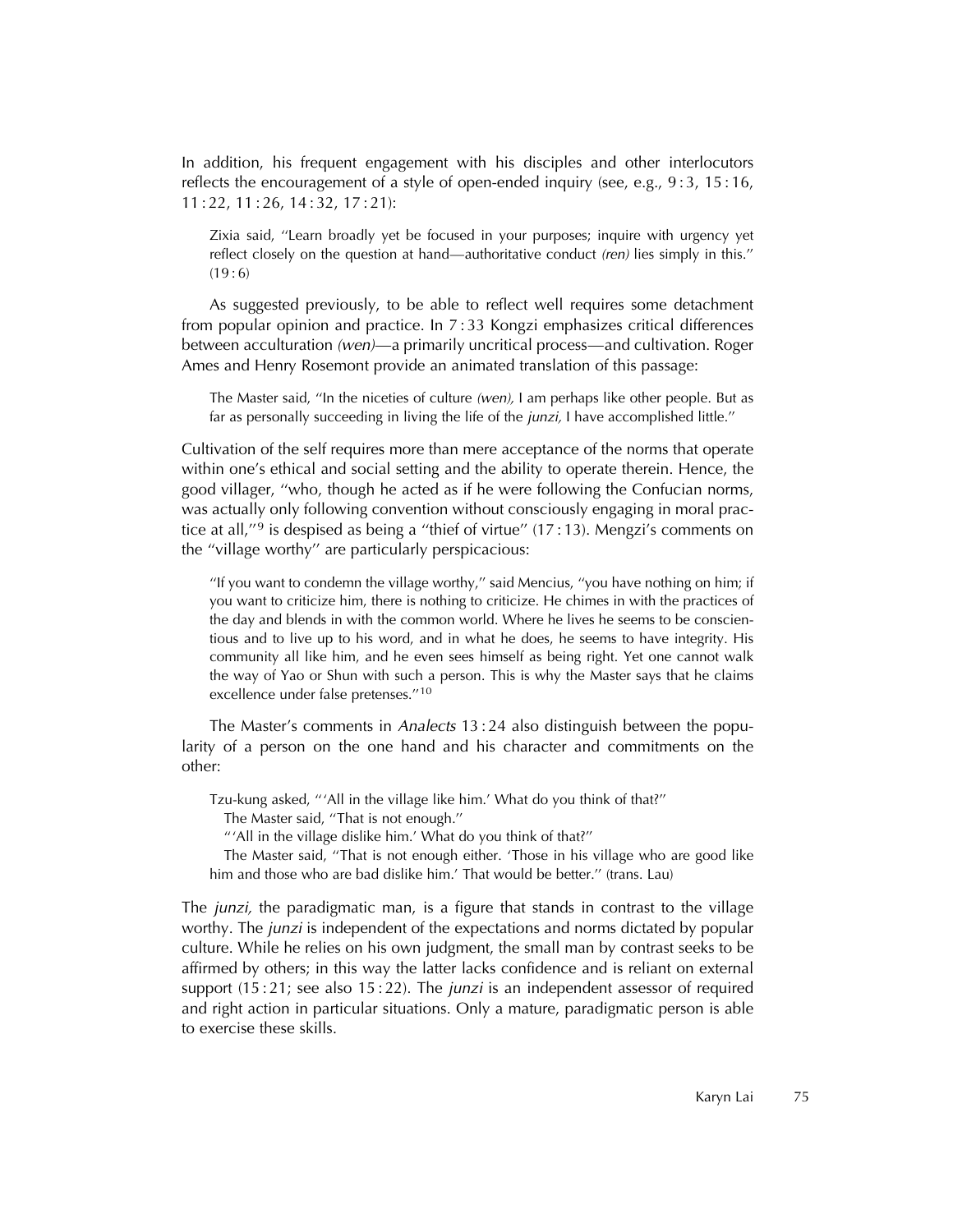In addition, his frequent engagement with his disciples and other interlocutors reflects the encouragement of a style of open-ended inquiry (see, e.g., 9 : 3, 15 : 16, 11 : 22, 11 : 26, 14 : 32, 17 : 21):

> Zixia said, "Learn broadly yet be focused in your purposes; inquire with urgency yet reflect closely on the question at hand—authoritative conduct *(ren)* lies simply in this." (19 : 6)

As suggested previously, to be able to reflect well requires some detachment from popular opinion and practice. In 7 : 33 Kongzi emphasizes critical differences between acculturation *(wen)*—a primarily uncritical process—and cultivation. Roger Ames and Henry Rosemont provide an animated translation of this passage:

> The Master said, "In the niceties of culture *(wen),* I am perhaps like other people. But as far as personally succeeding in living the life of the *junzi,* I have accomplished little."

Cultivation of the self requires more than mere acceptance of the norms that operate within one's ethical and social setting and the ability to operate therein. Hence, the good villager, "who, though he acted as if he were following the Confucian norms, was actually only following convention without consciously engaging in moral practice at all,"[9] is despised as being a "thief of virtue" (17 : 13). Mengzi's comments on the "village worthy" are particularly perspicacious:

> "If you want to condemn the village worthy," said Mencius, "you have nothing on him; if you want to criticize him, there is nothing to criticize. He chimes in with the practices of the day and blends in with the common world. Where he lives he seems to be conscientious and to live up to his word, and in what he does, he seems to have integrity. His community all like him, and he even sees himself as being right. Yet one cannot walk the way of Yao or Shun with such a person. This is why the Master says that he claims excellence under false pretenses."[10]

The Master's comments in *Analects* 13 : 24 also distinguish between the popularity of a person on the one hand and his character and commitments on the other:

> Tzu-kung asked, "'All in the village like him.' What do you think of that?"
>
> The Master said, "That is not enough."
>
> "'All in the village dislike him.' What do you think of that?"
>
> The Master said, "That is not enough either. 'Those in his village who are good like him and those who are bad dislike him.' That would be better." (trans. Lau)

The *junzi,* the paradigmatic man, is a figure that stands in contrast to the village worthy. The *junzi* is independent of the expectations and norms dictated by popular culture. While he relies on his own judgment, the small man by contrast seeks to be affirmed by others; in this way the latter lacks confidence and is reliant on external support (15 : 21; see also 15 : 22). The *junzi* is an independent assessor of required and right action in particular situations. Only a mature, paradigmatic person is able to exercise these skills.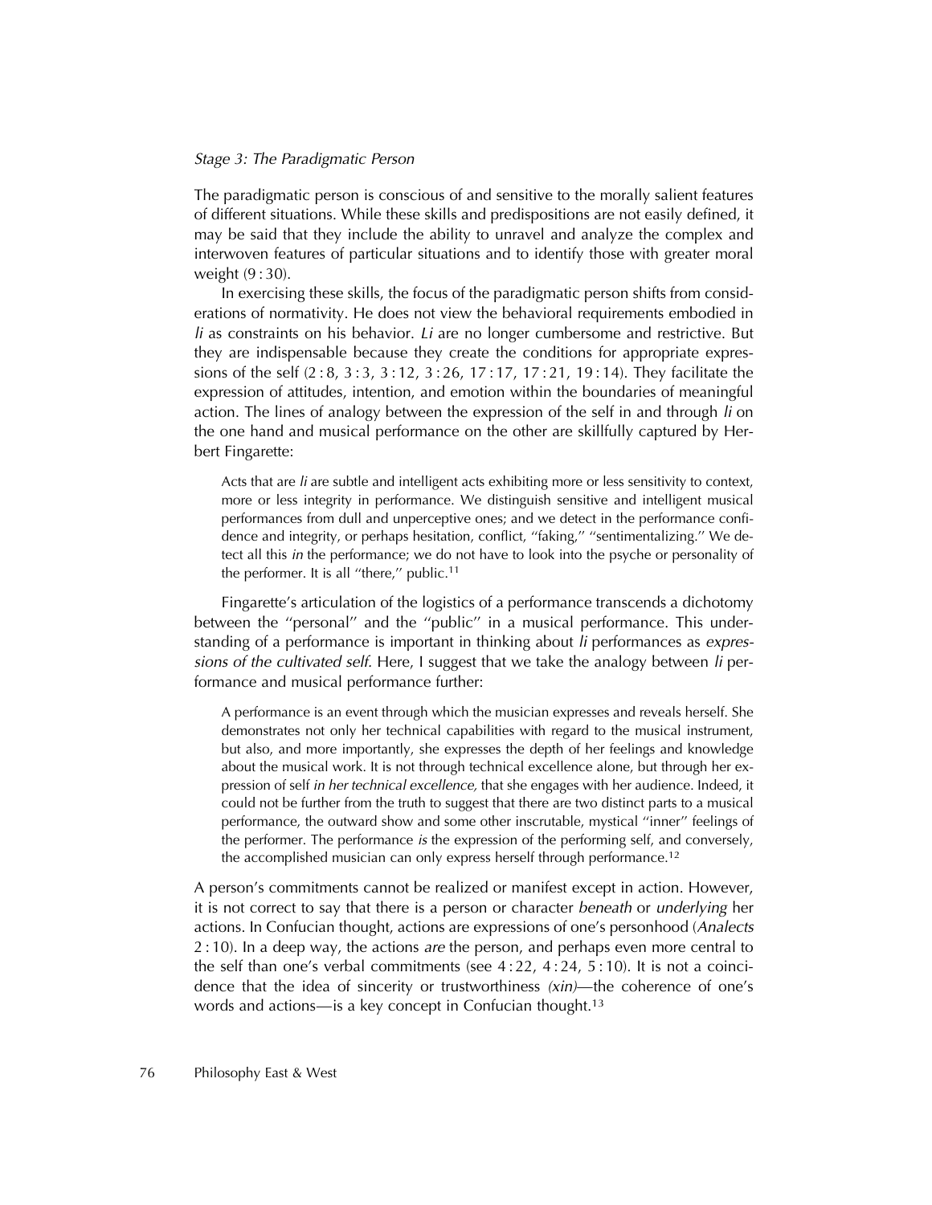*Stage 3: The Paradigmatic Person*

The paradigmatic person is conscious of and sensitive to the morally salient features of different situations. While these skills and predispositions are not easily defined, it may be said that they include the ability to unravel and analyze the complex and interwoven features of particular situations and to identify those with greater moral weight (9 : 30).

In exercising these skills, the focus of the paradigmatic person shifts from considerations of normativity. He does not view the behavioral requirements embodied in *li* as constraints on his behavior. *Li* are no longer cumbersome and restrictive. But they are indispensable because they create the conditions for appropriate expressions of the self (2 : 8, 3 : 3, 3 : 12, 3 : 26, 17 : 17, 17 : 21, 19 : 14). They facilitate the expression of attitudes, intention, and emotion within the boundaries of meaningful action. The lines of analogy between the expression of the self in and through *li* on the one hand and musical performance on the other are skillfully captured by Herbert Fingarette:

> Acts that are *li* are subtle and intelligent acts exhibiting more or less sensitivity to context, more or less integrity in performance. We distinguish sensitive and intelligent musical performances from dull and unperceptive ones; and we detect in the performance confidence and integrity, or perhaps hesitation, conflict, "faking," "sentimentalizing." We detect all this *in* the performance; we do not have to look into the psyche or personality of the performer. It is all "there," public.[11]

Fingarette's articulation of the logistics of a performance transcends a dichotomy between the "personal" and the "public" in a musical performance. This understanding of a performance is important in thinking about *li* performances as *expressions of the cultivated self*. Here, I suggest that we take the analogy between *li* performance and musical performance further:

> A performance is an event through which the musician expresses and reveals herself. She demonstrates not only her technical capabilities with regard to the musical instrument, but also, and more importantly, she expresses the depth of her feelings and knowledge about the musical work. It is not through technical excellence alone, but through her expression of self *in her technical excellence,* that she engages with her audience. Indeed, it could not be further from the truth to suggest that there are two distinct parts to a musical performance, the outward show and some other inscrutable, mystical "inner" feelings of the performer. The performance *is* the expression of the performing self, and conversely, the accomplished musician can only express herself through performance.[12]

A person's commitments cannot be realized or manifest except in action. However, it is not correct to say that there is a person or character *beneath* or *underlying* her actions. In Confucian thought, actions are expressions of one's personhood (*Analects* 2 : 10). In a deep way, the actions *are* the person, and perhaps even more central to the self than one's verbal commitments (see 4 : 22, 4 : 24, 5 : 10). It is not a coincidence that the idea of sincerity or trustworthiness *(xin)*—the coherence of one's words and actions—is a key concept in Confucian thought.[13]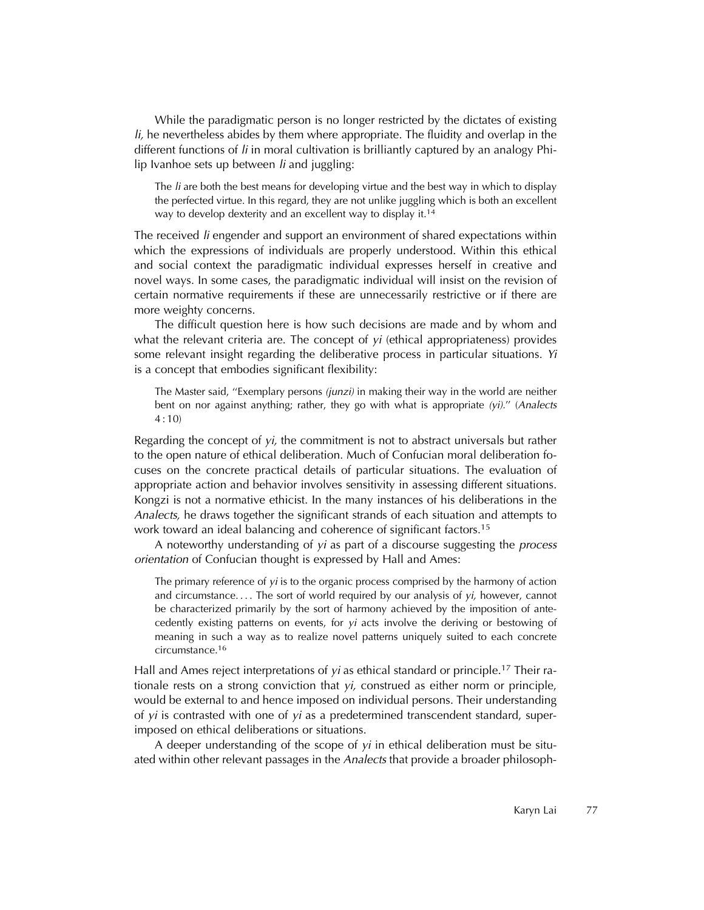While the paradigmatic person is no longer restricted by the dictates of existing *li,* he nevertheless abides by them where appropriate. The fluidity and overlap in the different functions of *li* in moral cultivation is brilliantly captured by an analogy Philip Ivanhoe sets up between *li* and juggling:

> The *li* are both the best means for developing virtue and the best way in which to display the perfected virtue. In this regard, they are not unlike juggling which is both an excellent way to develop dexterity and an excellent way to display it.[14]

The received *li* engender and support an environment of shared expectations within which the expressions of individuals are properly understood. Within this ethical and social context the paradigmatic individual expresses herself in creative and novel ways. In some cases, the paradigmatic individual will insist on the revision of certain normative requirements if these are unnecessarily restrictive or if there are more weighty concerns.

The difficult question here is how such decisions are made and by whom and what the relevant criteria are. The concept of *yi* (ethical appropriateness) provides some relevant insight regarding the deliberative process in particular situations. *Yi* is a concept that embodies significant flexibility:

> The Master said, "Exemplary persons *(junzi)* in making their way in the world are neither bent on nor against anything; rather, they go with what is appropriate *(yi)*." (*Analects* 4 : 10)

Regarding the concept of *yi,* the commitment is not to abstract universals but rather to the open nature of ethical deliberation. Much of Confucian moral deliberation focuses on the concrete practical details of particular situations. The evaluation of appropriate action and behavior involves sensitivity in assessing different situations. Kongzi is not a normative ethicist. In the many instances of his deliberations in the *Analects,* he draws together the significant strands of each situation and attempts to work toward an ideal balancing and coherence of significant factors.[15]

A noteworthy understanding of *yi* as part of a discourse suggesting the *process orientation* of Confucian thought is expressed by Hall and Ames:

> The primary reference of *yi* is to the organic process comprised by the harmony of action and circumstance. . . . The sort of world required by our analysis of *yi,* however, cannot be characterized primarily by the sort of harmony achieved by the imposition of antecedently existing patterns on events, for *yi* acts involve the deriving or bestowing of meaning in such a way as to realize novel patterns uniquely suited to each concrete circumstance.[16]

Hall and Ames reject interpretations of *yi* as ethical standard or principle.[17] Their rationale rests on a strong conviction that *yi,* construed as either norm or principle, would be external to and hence imposed on individual persons. Their understanding of *yi* is contrasted with one of *yi* as a predetermined transcendent standard, superimposed on ethical deliberations or situations.

A deeper understanding of the scope of *yi* in ethical deliberation must be situated within other relevant passages in the *Analects* that provide a broader philosoph-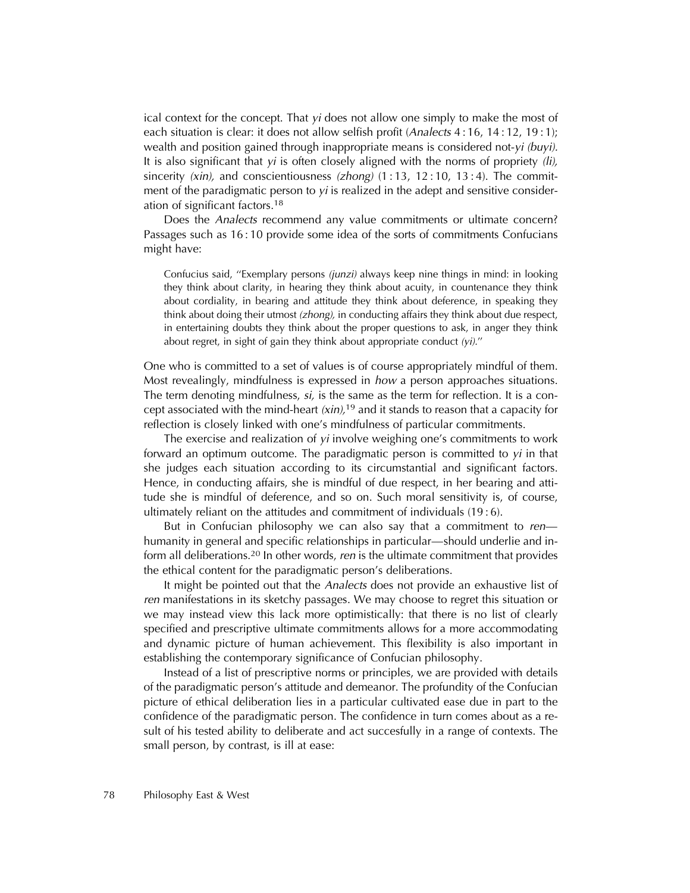ical context for the concept. That *yi* does not allow one simply to make the most of each situation is clear: it does not allow selfish profit (*Analects* 4 : 16, 14 : 12, 19 : 1); wealth and position gained through inappropriate means is considered not-*yi (buyi).* It is also significant that *yi* is often closely aligned with the norms of propriety *(li),* sincerity *(xin),* and conscientiousness *(zhong)* (1 : 13, 12 : 10, 13 : 4). The commitment of the paradigmatic person to *yi* is realized in the adept and sensitive consideration of significant factors.[18]

Does the *Analects* recommend any value commitments or ultimate concern? Passages such as 16 : 10 provide some idea of the sorts of commitments Confucians might have:

> Confucius said, "Exemplary persons *(junzi)* always keep nine things in mind: in looking they think about clarity, in hearing they think about acuity, in countenance they think about cordiality, in bearing and attitude they think about deference, in speaking they think about doing their utmost *(zhong),* in conducting affairs they think about due respect, in entertaining doubts they think about the proper questions to ask, in anger they think about regret, in sight of gain they think about appropriate conduct *(yi).*"

One who is committed to a set of values is of course appropriately mindful of them. Most revealingly, mindfulness is expressed in *how* a person approaches situations. The term denoting mindfulness, *si,* is the same as the term for reflection. It is a concept associated with the mind-heart *(xin),*[19] and it stands to reason that a capacity for reflection is closely linked with one's mindfulness of particular commitments.

The exercise and realization of *yi* involve weighing one's commitments to work forward an optimum outcome. The paradigmatic person is committed to *yi* in that she judges each situation according to its circumstantial and significant factors. Hence, in conducting affairs, she is mindful of due respect, in her bearing and attitude she is mindful of deference, and so on. Such moral sensitivity is, of course, ultimately reliant on the attitudes and commitment of individuals (19 : 6).

But in Confucian philosophy we can also say that a commitment to *ren*—humanity in general and specific relationships in particular—should underlie and inform all deliberations.[20] In other words, *ren* is the ultimate commitment that provides the ethical content for the paradigmatic person's deliberations.

It might be pointed out that the *Analects* does not provide an exhaustive list of *ren* manifestations in its sketchy passages. We may choose to regret this situation or we may instead view this lack more optimistically: that there is no list of clearly specified and prescriptive ultimate commitments allows for a more accommodating and dynamic picture of human achievement. This flexibility is also important in establishing the contemporary significance of Confucian philosophy.

Instead of a list of prescriptive norms or principles, we are provided with details of the paradigmatic person's attitude and demeanor. The profundity of the Confucian picture of ethical deliberation lies in a particular cultivated ease due in part to the confidence of the paradigmatic person. The confidence in turn comes about as a result of his tested ability to deliberate and act succesfully in a range of contexts. The small person, by contrast, is ill at ease: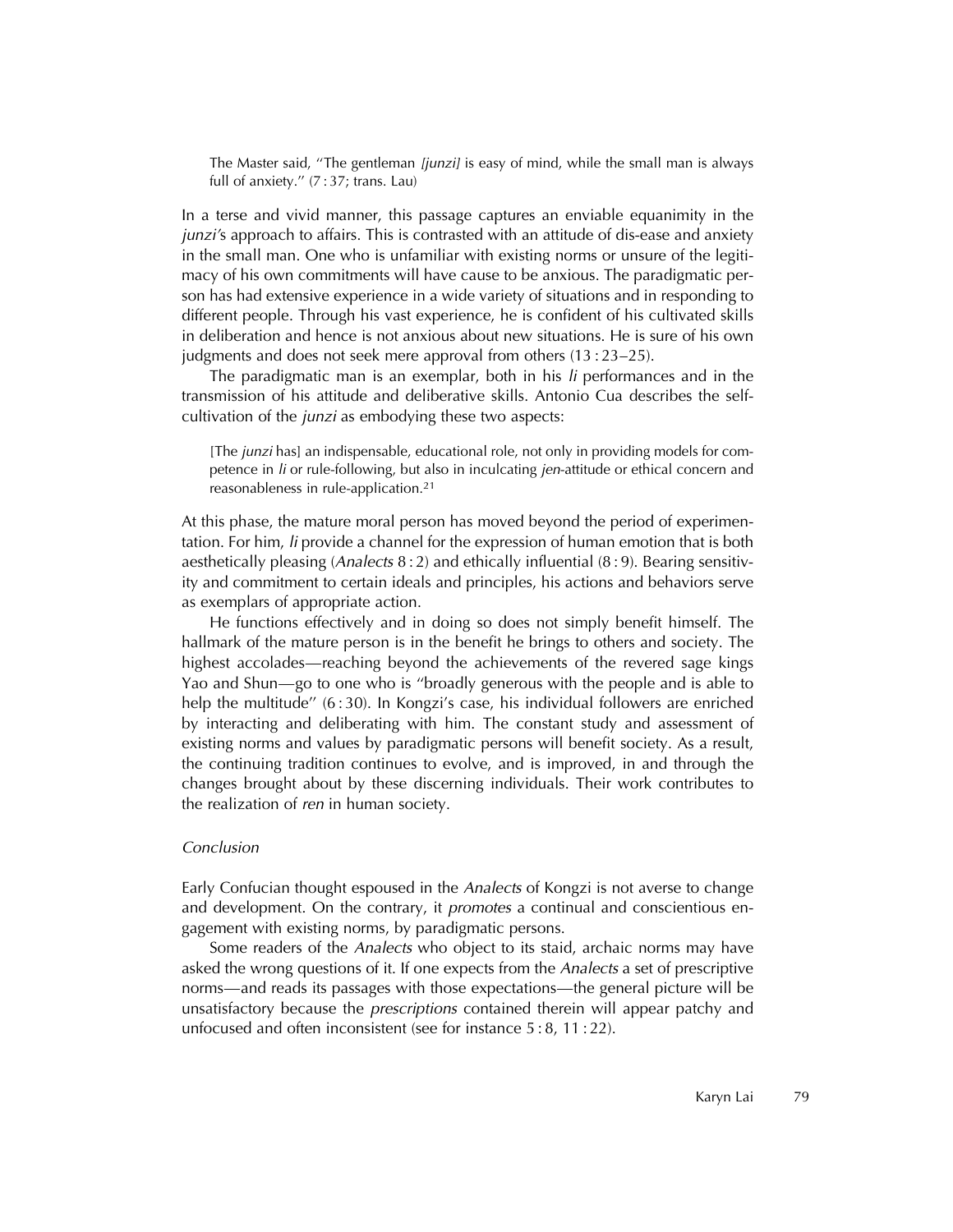> The Master said, "The gentleman *[junzi]* is easy of mind, while the small man is always full of anxiety." (7 : 37; trans. Lau)

In a terse and vivid manner, this passage captures an enviable equanimity in the *junzi*'s approach to affairs. This is contrasted with an attitude of dis-ease and anxiety in the small man. One who is unfamiliar with existing norms or unsure of the legitimacy of his own commitments will have cause to be anxious. The paradigmatic person has had extensive experience in a wide variety of situations and in responding to different people. Through his vast experience, he is confident of his cultivated skills in deliberation and hence is not anxious about new situations. He is sure of his own judgments and does not seek mere approval from others (13 : 23–25).

The paradigmatic man is an exemplar, both in his *li* performances and in the transmission of his attitude and deliberative skills. Antonio Cua describes the self-cultivation of the *junzi* as embodying these two aspects:

> [The *junzi* has] an indispensable, educational role, not only in providing models for competence in *li* or rule-following, but also in inculcating *jen*-attitude or ethical concern and reasonableness in rule-application.[21]

At this phase, the mature moral person has moved beyond the period of experimentation. For him, *li* provide a channel for the expression of human emotion that is both aesthetically pleasing (*Analects* 8 : 2) and ethically influential (8 : 9). Bearing sensitivity and commitment to certain ideals and principles, his actions and behaviors serve as exemplars of appropriate action.

He functions effectively and in doing so does not simply benefit himself. The hallmark of the mature person is in the benefit he brings to others and society. The highest accolades—reaching beyond the achievements of the revered sage kings Yao and Shun—go to one who is "broadly generous with the people and is able to help the multitude" (6 : 30). In Kongzi's case, his individual followers are enriched by interacting and deliberating with him. The constant study and assessment of existing norms and values by paradigmatic persons will benefit society. As a result, the continuing tradition continues to evolve, and is improved, in and through the changes brought about by these discerning individuals. Their work contributes to the realization of *ren* in human society.

### *Conclusion*

Early Confucian thought espoused in the *Analects* of Kongzi is not averse to change and development. On the contrary, it *promotes* a continual and conscientious engagement with existing norms, by paradigmatic persons.

Some readers of the *Analects* who object to its staid, archaic norms may have asked the wrong questions of it. If one expects from the *Analects* a set of prescriptive norms—and reads its passages with those expectations—the general picture will be unsatisfactory because the *prescriptions* contained therein will appear patchy and unfocused and often inconsistent (see for instance 5 : 8, 11 : 22).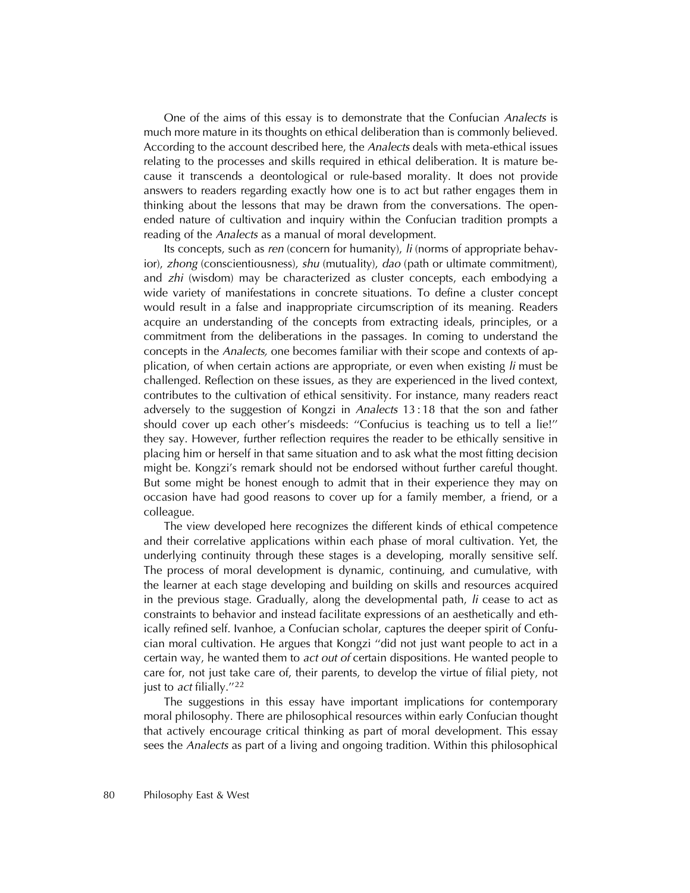One of the aims of this essay is to demonstrate that the Confucian *Analects* is much more mature in its thoughts on ethical deliberation than is commonly believed. According to the account described here, the *Analects* deals with meta-ethical issues relating to the processes and skills required in ethical deliberation. It is mature because it transcends a deontological or rule-based morality. It does not provide answers to readers regarding exactly how one is to act but rather engages them in thinking about the lessons that may be drawn from the conversations. The open-ended nature of cultivation and inquiry within the Confucian tradition prompts a reading of the *Analects* as a manual of moral development.

Its concepts, such as *ren* (concern for humanity), *li* (norms of appropriate behavior), *zhong* (conscientiousness), *shu* (mutuality), *dao* (path or ultimate commitment), and *zhi* (wisdom) may be characterized as cluster concepts, each embodying a wide variety of manifestations in concrete situations. To define a cluster concept would result in a false and inappropriate circumscription of its meaning. Readers acquire an understanding of the concepts from extracting ideals, principles, or a commitment from the deliberations in the passages. In coming to understand the concepts in the *Analects,* one becomes familiar with their scope and contexts of application, of when certain actions are appropriate, or even when existing *li* must be challenged. Reflection on these issues, as they are experienced in the lived context, contributes to the cultivation of ethical sensitivity. For instance, many readers react adversely to the suggestion of Kongzi in *Analects* 13 : 18 that the son and father should cover up each other's misdeeds: "Confucius is teaching us to tell a lie!" they say. However, further reflection requires the reader to be ethically sensitive in placing him or herself in that same situation and to ask what the most fitting decision might be. Kongzi's remark should not be endorsed without further careful thought. But some might be honest enough to admit that in their experience they may on occasion have had good reasons to cover up for a family member, a friend, or a colleague.

The view developed here recognizes the different kinds of ethical competence and their correlative applications within each phase of moral cultivation. Yet, the underlying continuity through these stages is a developing, morally sensitive self. The process of moral development is dynamic, continuing, and cumulative, with the learner at each stage developing and building on skills and resources acquired in the previous stage. Gradually, along the developmental path, *li* cease to act as constraints to behavior and instead facilitate expressions of an aesthetically and ethically refined self. Ivanhoe, a Confucian scholar, captures the deeper spirit of Confucian moral cultivation. He argues that Kongzi "did not just want people to act in a certain way, he wanted them to *act out of* certain dispositions. He wanted people to care for, not just take care of, their parents, to develop the virtue of filial piety, not just to *act* filially."[22]

The suggestions in this essay have important implications for contemporary moral philosophy. There are philosophical resources within early Confucian thought that actively encourage critical thinking as part of moral development. This essay sees the *Analects* as part of a living and ongoing tradition. Within this philosophical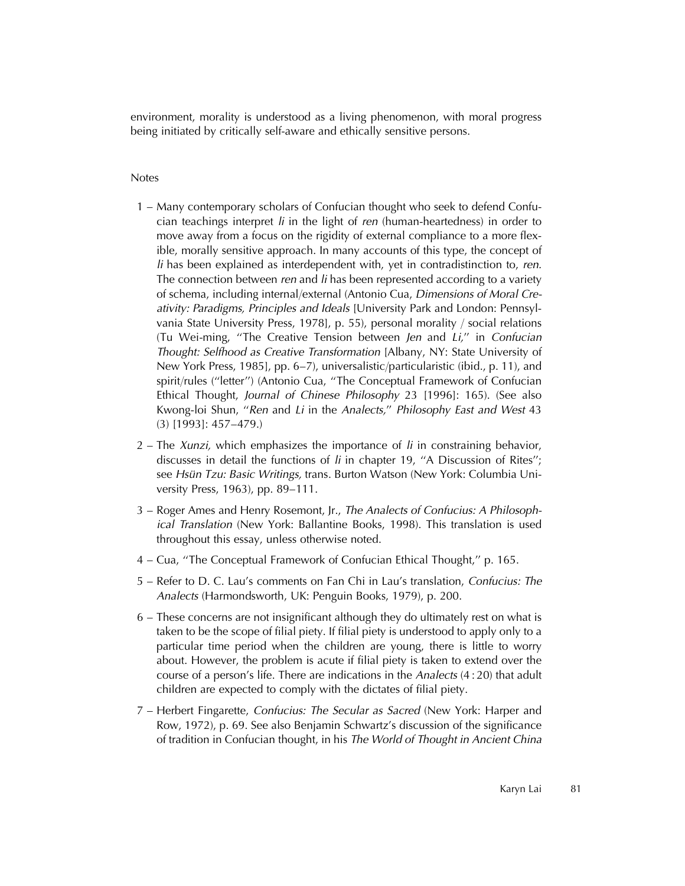environment, morality is understood as a living phenomenon, with moral progress being initiated by critically self-aware and ethically sensitive persons.

## Notes

1 – Many contemporary scholars of Confucian thought who seek to defend Confucian teachings interpret *li* in the light of *ren* (human-heartedness) in order to move away from a focus on the rigidity of external compliance to a more flexible, morally sensitive approach. In many accounts of this type, the concept of *li* has been explained as interdependent with, yet in contradistinction to, *ren*. The connection between *ren* and *li* has been represented according to a variety of schema, including internal/external (Antonio Cua, *Dimensions of Moral Creativity: Paradigms, Principles and Ideals* [University Park and London: Pennsylvania State University Press, 1978], p. 55), personal morality / social relations (Tu Wei-ming, ''The Creative Tension between *Jen* and *Li*,'' in *Confucian Thought: Selfhood as Creative Transformation* [Albany, NY: State University of New York Press, 1985], pp. 6–7), universalistic/particularistic (ibid., p. 11), and spirit/rules (''letter'') (Antonio Cua, ''The Conceptual Framework of Confucian Ethical Thought, *Journal of Chinese Philosophy* 23 [1996]: 165). (See also Kwong-loi Shun, ''*Ren* and *Li* in the *Analects*,'' *Philosophy East and West* 43 (3) [1993]: 457–479.)

2 – The *Xunzi,* which emphasizes the importance of *li* in constraining behavior, discusses in detail the functions of *li* in chapter 19, ''A Discussion of Rites''; see *Hsün Tzu: Basic Writings,* trans. Burton Watson (New York: Columbia University Press, 1963), pp. 89–111.

3 – Roger Ames and Henry Rosemont, Jr., *The Analects of Confucius: A Philosophical Translation* (New York: Ballantine Books, 1998). This translation is used throughout this essay, unless otherwise noted.

4 – Cua, ''The Conceptual Framework of Confucian Ethical Thought,'' p. 165.

5 – Refer to D. C. Lau's comments on Fan Chi in Lau's translation, *Confucius: The Analects* (Harmondsworth, UK: Penguin Books, 1979), p. 200.

6 – These concerns are not insignificant although they do ultimately rest on what is taken to be the scope of filial piety. If filial piety is understood to apply only to a particular time period when the children are young, there is little to worry about. However, the problem is acute if filial piety is taken to extend over the course of a person's life. There are indications in the *Analects* (4 : 20) that adult children are expected to comply with the dictates of filial piety.

7 – Herbert Fingarette, *Confucius: The Secular as Sacred* (New York: Harper and Row, 1972), p. 69. See also Benjamin Schwartz's discussion of the significance of tradition in Confucian thought, in his *The World of Thought in Ancient China*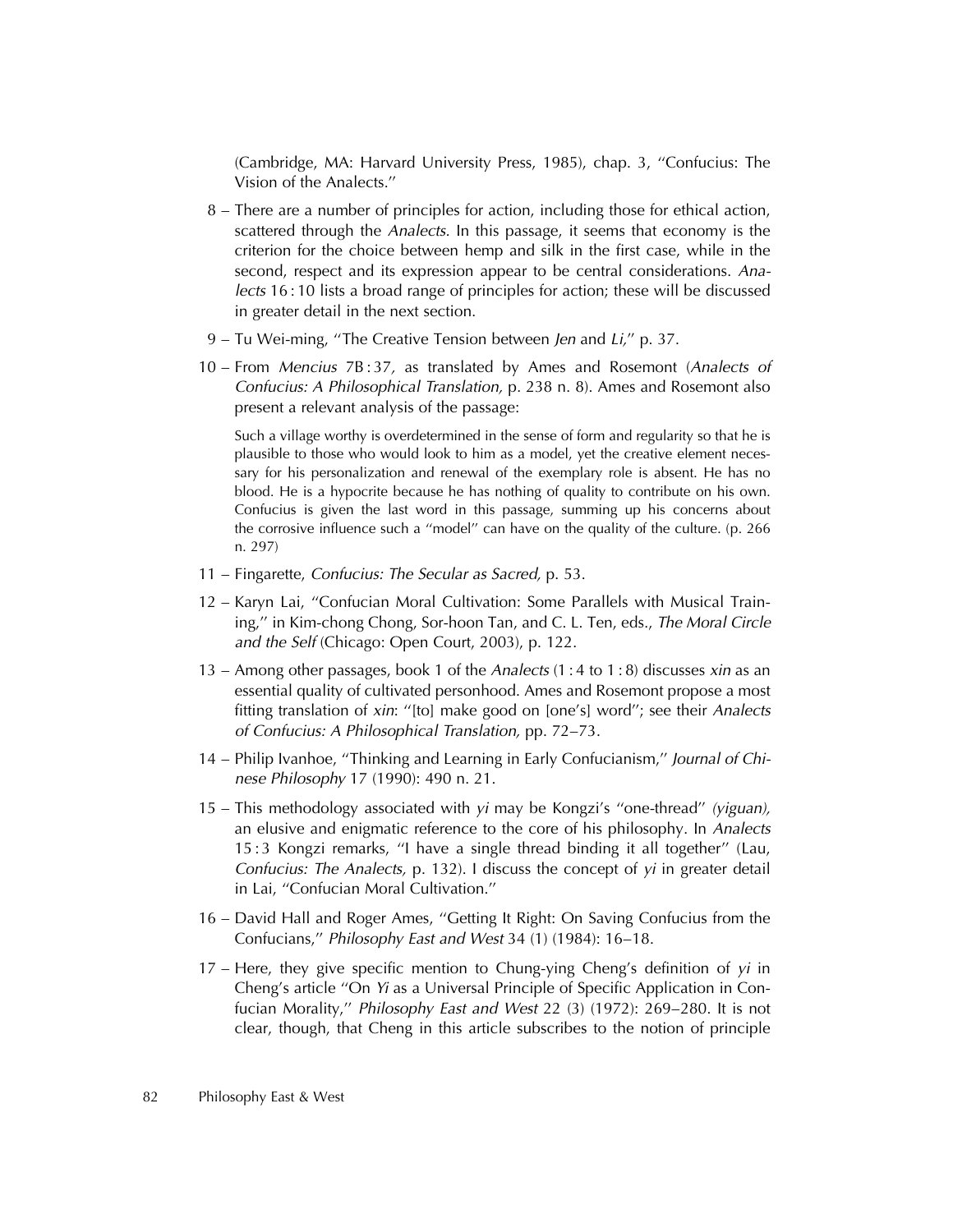(Cambridge, MA: Harvard University Press, 1985), chap. 3, "Confucius: The Vision of the Analects."

8 – There are a number of principles for action, including those for ethical action, scattered through the *Analects*. In this passage, it seems that economy is the criterion for the choice between hemp and silk in the first case, while in the second, respect and its expression appear to be central considerations. *Analects* 16 : 10 lists a broad range of principles for action; these will be discussed in greater detail in the next section.

9 – Tu Wei-ming, "The Creative Tension between *Jen* and *Li*," p. 37.

10 – From *Mencius* 7B : 37, as translated by Ames and Rosemont (*Analects of Confucius: A Philosophical Translation,* p. 238 n. 8). Ames and Rosemont also present a relevant analysis of the passage:

> Such a village worthy is overdetermined in the sense of form and regularity so that he is plausible to those who would look to him as a model, yet the creative element necessary for his personalization and renewal of the exemplary role is absent. He has no blood. He is a hypocrite because he has nothing of quality to contribute on his own. Confucius is given the last word in this passage, summing up his concerns about the corrosive influence such a "model" can have on the quality of the culture. (p. 266 n. 297)

11 – Fingarette, *Confucius: The Secular as Sacred,* p. 53.

12 – Karyn Lai, "Confucian Moral Cultivation: Some Parallels with Musical Training," in Kim-chong Chong, Sor-hoon Tan, and C. L. Ten, eds., *The Moral Circle and the Self* (Chicago: Open Court, 2003), p. 122.

13 – Among other passages, book 1 of the *Analects* (1 : 4 to 1 : 8) discusses *xin* as an essential quality of cultivated personhood. Ames and Rosemont propose a most fitting translation of *xin*: "[to] make good on [one's] word"; see their *Analects of Confucius: A Philosophical Translation,* pp. 72–73.

14 – Philip Ivanhoe, "Thinking and Learning in Early Confucianism," *Journal of Chinese Philosophy* 17 (1990): 490 n. 21.

15 – This methodology associated with *yi* may be Kongzi's "one-thread" *(yiguan),* an elusive and enigmatic reference to the core of his philosophy. In *Analects* 15 : 3 Kongzi remarks, "I have a single thread binding it all together" (Lau, *Confucius: The Analects,* p. 132). I discuss the concept of *yi* in greater detail in Lai, "Confucian Moral Cultivation."

16 – David Hall and Roger Ames, "Getting It Right: On Saving Confucius from the Confucians," *Philosophy East and West* 34 (1) (1984): 16–18.

17 – Here, they give specific mention to Chung-ying Cheng's definition of *yi* in Cheng's article "On *Yi* as a Universal Principle of Specific Application in Confucian Morality," *Philosophy East and West* 22 (3) (1972): 269–280. It is not clear, though, that Cheng in this article subscribes to the notion of principle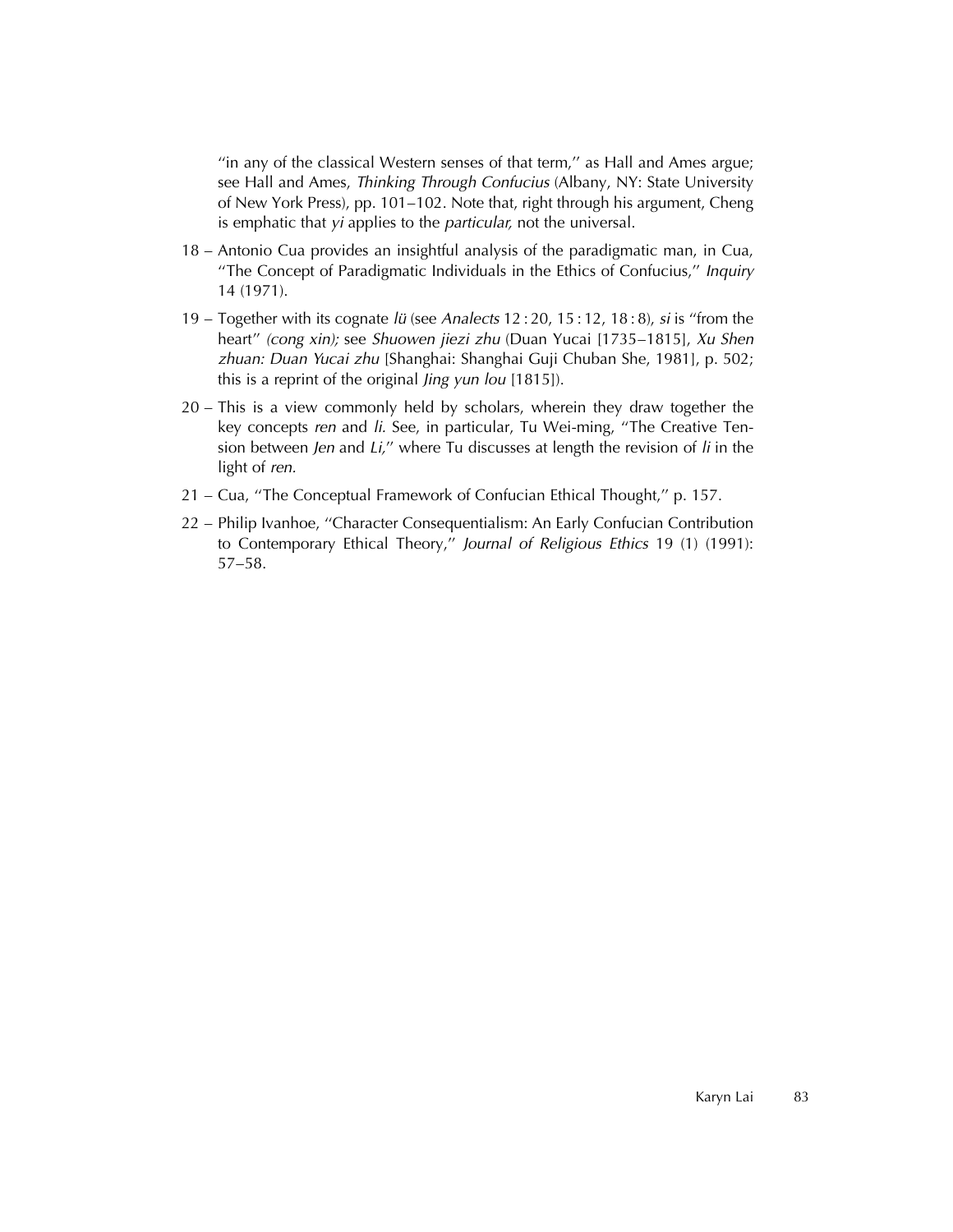"in any of the classical Western senses of that term," as Hall and Ames argue; see Hall and Ames, *Thinking Through Confucius* (Albany, NY: State University of New York Press), pp. 101–102. Note that, right through his argument, Cheng is emphatic that *yi* applies to the *particular,* not the universal.

18 – Antonio Cua provides an insightful analysis of the paradigmatic man, in Cua, "The Concept of Paradigmatic Individuals in the Ethics of Confucius," *Inquiry* 14 (1971).

19 – Together with its cognate *lü* (see *Analects* 12 : 20, 15 : 12, 18 : 8), *si* is "from the heart" *(cong xin);* see *Shuowen jiezi zhu* (Duan Yucai [1735–1815], *Xu Shen zhuan: Duan Yucai zhu* [Shanghai: Shanghai Guji Chuban She, 1981], p. 502; this is a reprint of the original *Jing yun lou* [1815]).

20 – This is a view commonly held by scholars, wherein they draw together the key concepts *ren* and *li*. See, in particular, Tu Wei-ming, "The Creative Tension between *Jen* and *Li*," where Tu discusses at length the revision of *li* in the light of *ren.*

21 – Cua, "The Conceptual Framework of Confucian Ethical Thought," p. 157.

22 – Philip Ivanhoe, "Character Consequentialism: An Early Confucian Contribution to Contemporary Ethical Theory," *Journal of Religious Ethics* 19 (1) (1991): 57–58.